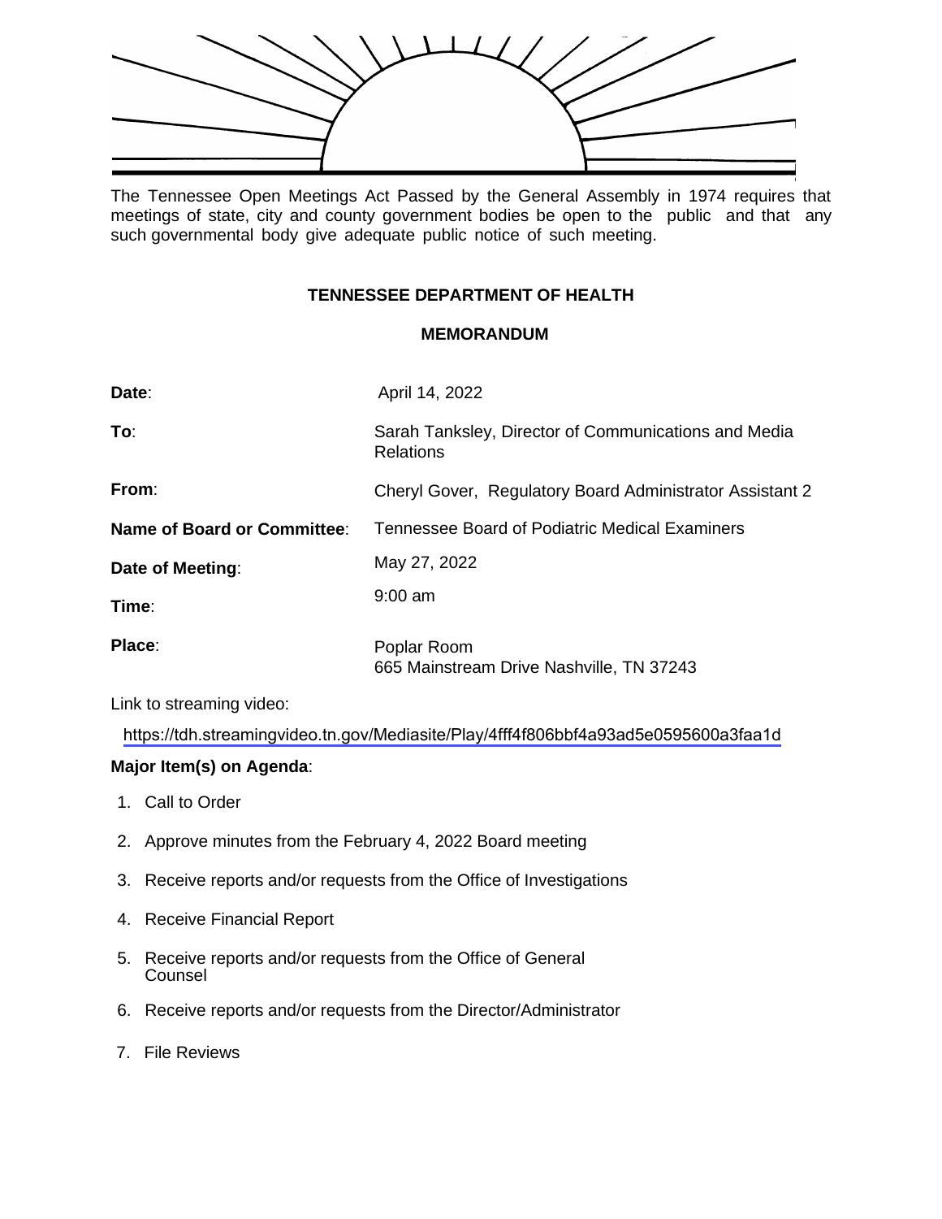The Tennessee Open Meetings Act Passed by the General Assembly in 1974 requires that meetings of state, city and county government bodies be open to the public and that any such governmental body give adequate public notice of such meeting.

## TENNESSEE DEPARTMENT OF HEALTH

## MEMORANDUM

**Date**: April 14, 2022

**To**: Sarah Tanksley, Director of Communications and Media Relations

**From**: Cheryl Gover, Regulatory Board Administrator Assistant 2

**Name of Board or Committee**: Tennessee Board of Podiatric Medical Examiners

**Date of Meeting**: May 27, 2022

**Time**: 9:00 am

**Place**: Poplar Room
665 Mainstream Drive Nashville, TN 37243

Link to streaming video:

https://tdh.streamingvideo.tn.gov/Mediasite/Play/4fff4f806bbf4a93ad5e0595600a3faa1d

**Major Item(s) on Agenda**:

1. Call to Order
2. Approve minutes from the February 4, 2022 Board meeting
3. Receive reports and/or requests from the Office of Investigations
4. Receive Financial Report
5. Receive reports and/or requests from the Office of General Counsel
6. Receive reports and/or requests from the Director/Administrator
7. File Reviews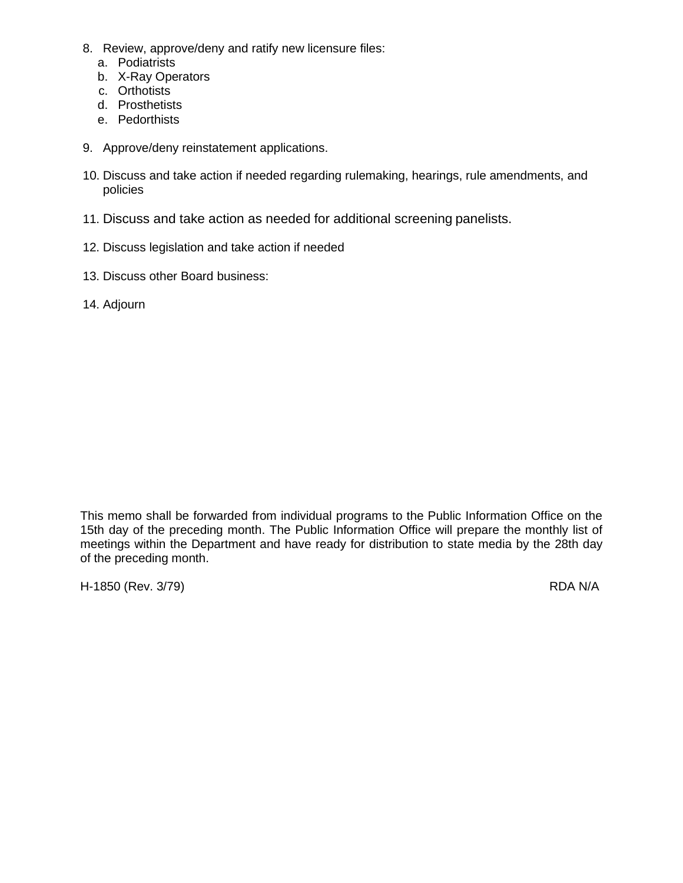8. Review, approve/deny and ratify new licensure files:
    a. Podiatrists
    b. X-Ray Operators
    c. Orthotists
    d. Prosthetists
    e. Pedorthists

9. Approve/deny reinstatement applications.

10. Discuss and take action if needed regarding rulemaking, hearings, rule amendments, and policies

11. Discuss and take action as needed for additional screening panelists.

12. Discuss legislation and take action if needed

13. Discuss other Board business:

14. Adjourn

This memo shall be forwarded from individual programs to the Public Information Office on the 15th day of the preceding month. The Public Information Office will prepare the monthly list of meetings within the Department and have ready for distribution to state media by the 28th day of the preceding month.

H-1850 (Rev. 3/79) RDA N/A